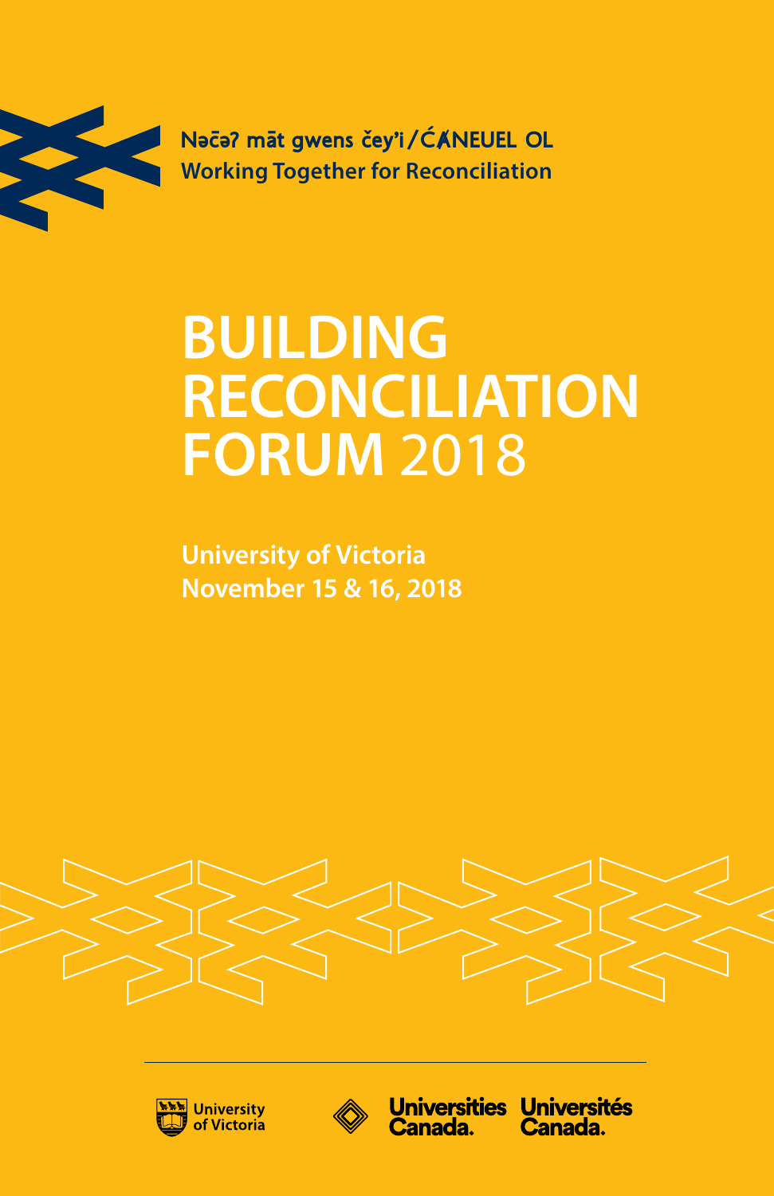Nəc̄əʔ māt gwens čey'i / ĆȺNEUEL OL
Working Together for Reconciliation

# BUILDING RECONCILIATION FORUM 2018

**University of Victoria**
**November 15 & 16, 2018**

University of Victoria

Universities Canada. Universités Canada.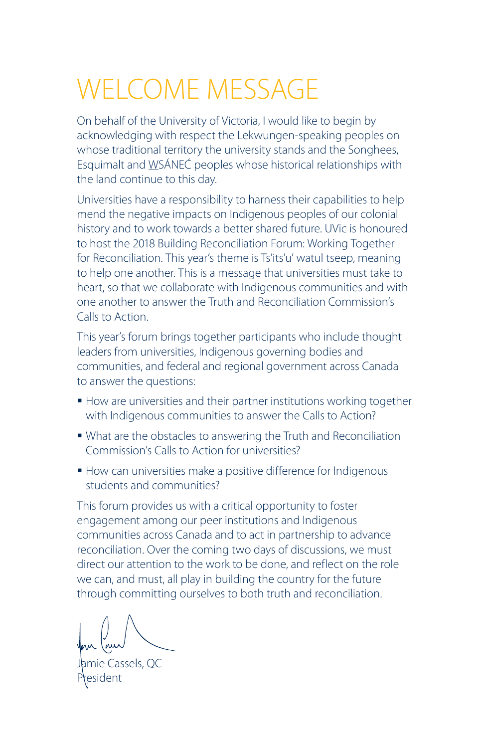# WELCOME MESSAGE

On behalf of the University of Victoria, I would like to begin by acknowledging with respect the Lekwungen-speaking peoples on whose traditional territory the university stands and the Songhees, Esquimalt and W̱SÁNEĆ peoples whose historical relationships with the land continue to this day.

Universities have a responsibility to harness their capabilities to help mend the negative impacts on Indigenous peoples of our colonial history and to work towards a better shared future. UVic is honoured to host the 2018 Building Reconciliation Forum: Working Together for Reconciliation. This year's theme is Ts'its'u' watul tseep, meaning to help one another. This is a message that universities must take to heart, so that we collaborate with Indigenous communities and with one another to answer the Truth and Reconciliation Commission's Calls to Action.

This year's forum brings together participants who include thought leaders from universities, Indigenous governing bodies and communities, and federal and regional government across Canada to answer the questions:

- How are universities and their partner institutions working together with Indigenous communities to answer the Calls to Action?
- What are the obstacles to answering the Truth and Reconciliation Commission's Calls to Action for universities?
- How can universities make a positive difference for Indigenous students and communities?

This forum provides us with a critical opportunity to foster engagement among our peer institutions and Indigenous communities across Canada and to act in partnership to advance reconciliation. Over the coming two days of discussions, we must direct our attention to the work to be done, and reflect on the role we can, and must, all play in building the country for the future through committing ourselves to both truth and reconciliation.

Jamie Cassels, QC
President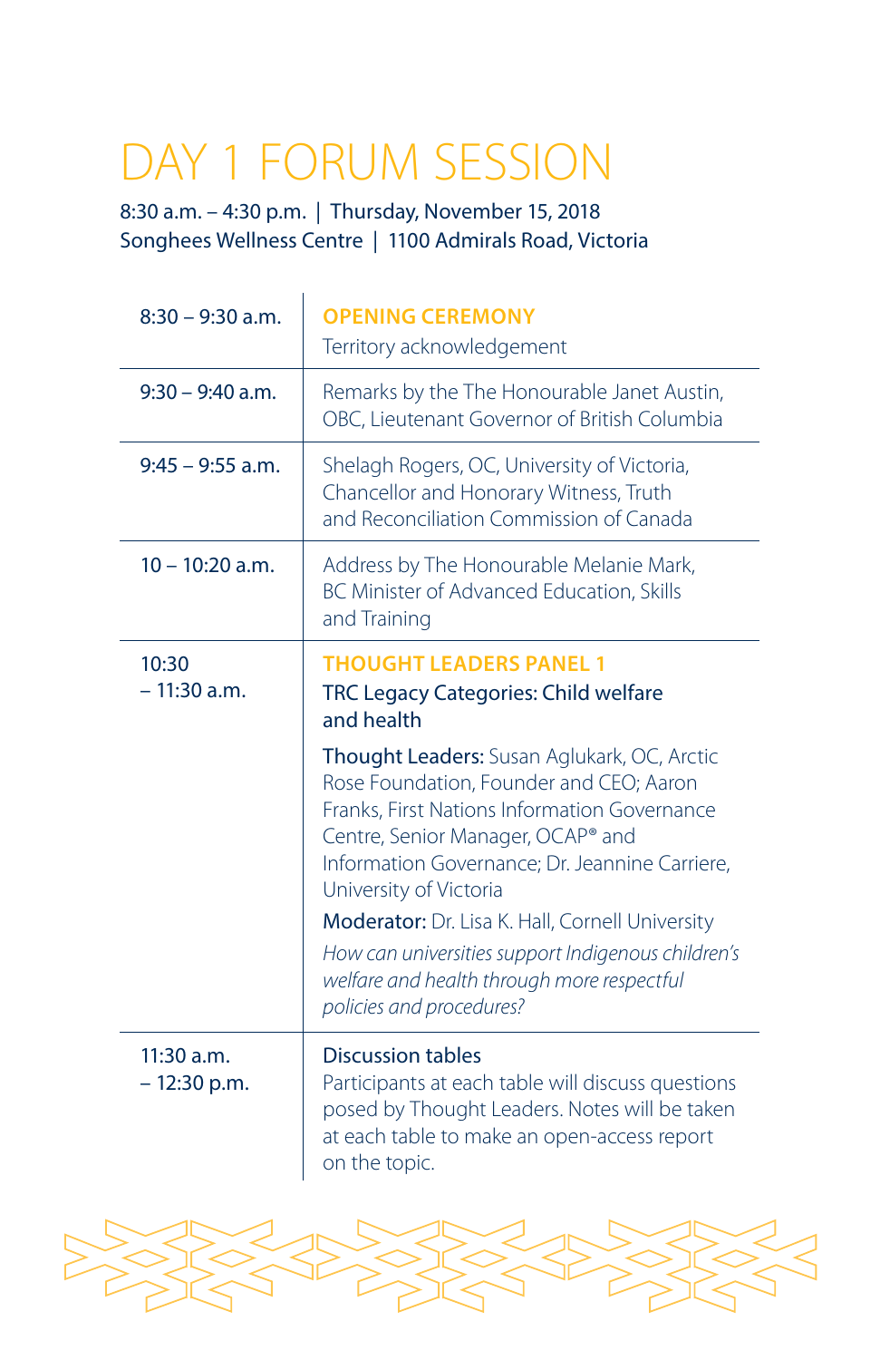# DAY 1 FORUM SESSION

8:30 a.m. – 4:30 p.m. | Thursday, November 15, 2018
Songhees Wellness Centre | 1100 Admirals Road, Victoria

| Time | Session |
|---|---|
| 8:30 – 9:30 a.m. | **OPENING CEREMONY**<br>Territory acknowledgement |
| 9:30 – 9:40 a.m. | Remarks by the The Honourable Janet Austin, OBC, Lieutenant Governor of British Columbia |
| 9:45 – 9:55 a.m. | Shelagh Rogers, OC, University of Victoria, Chancellor and Honorary Witness, Truth and Reconciliation Commission of Canada |
| 10 – 10:20 a.m. | Address by The Honourable Melanie Mark, BC Minister of Advanced Education, Skills and Training |
| 10:30 – 11:30 a.m. | **THOUGHT LEADERS PANEL 1**<br>TRC Legacy Categories: Child welfare and health<br>**Thought Leaders:** Susan Aglukark, OC, Arctic Rose Foundation, Founder and CEO; Aaron Franks, First Nations Information Governance Centre, Senior Manager, OCAP® and Information Governance; Dr. Jeannine Carriere, University of Victoria<br>**Moderator:** Dr. Lisa K. Hall, Cornell University<br>*How can universities support Indigenous children's welfare and health through more respectful policies and procedures?* |
| 11:30 a.m. – 12:30 p.m. | Discussion tables<br>Participants at each table will discuss questions posed by Thought Leaders. Notes will be taken at each table to make an open-access report on the topic. |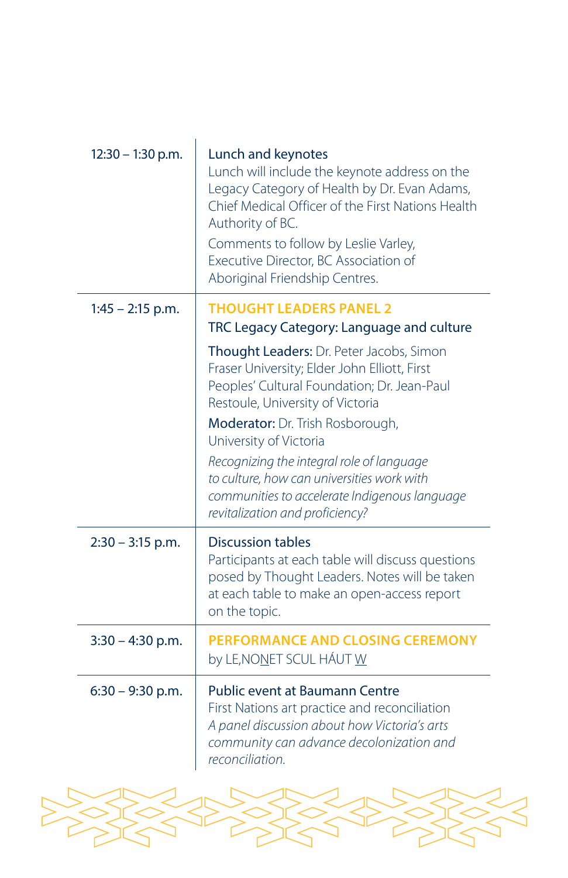| | |
|---|---|
| 12:30 – 1:30 p.m. | **Lunch and keynotes**<br>Lunch will include the keynote address on the Legacy Category of Health by Dr. Evan Adams, Chief Medical Officer of the First Nations Health Authority of BC.<br>Comments to follow by Leslie Varley, Executive Director, BC Association of Aboriginal Friendship Centres. |
| 1:45 – 2:15 p.m. | **THOUGHT LEADERS PANEL 2**<br>TRC Legacy Category: Language and culture<br>**Thought Leaders:** Dr. Peter Jacobs, Simon Fraser University; Elder John Elliott, First Peoples' Cultural Foundation; Dr. Jean-Paul Restoule, University of Victoria<br>**Moderator:** Dr. Trish Rosborough, University of Victoria<br>*Recognizing the integral role of language to culture, how can universities work with communities to accelerate Indigenous language revitalization and proficiency?* |
| 2:30 – 3:15 p.m. | **Discussion tables**<br>Participants at each table will discuss questions posed by Thought Leaders. Notes will be taken at each table to make an open-access report on the topic. |
| 3:30 – 4:30 p.m. | **PERFORMANCE AND CLOSING CEREMONY**<br>by LE,NO<u>N</u>ET SCUL HÁUT <u>W</u> |
| 6:30 – 9:30 p.m. | **Public event at Baumann Centre**<br>First Nations art practice and reconciliation<br>*A panel discussion about how Victoria's arts community can advance decolonization and reconciliation.* |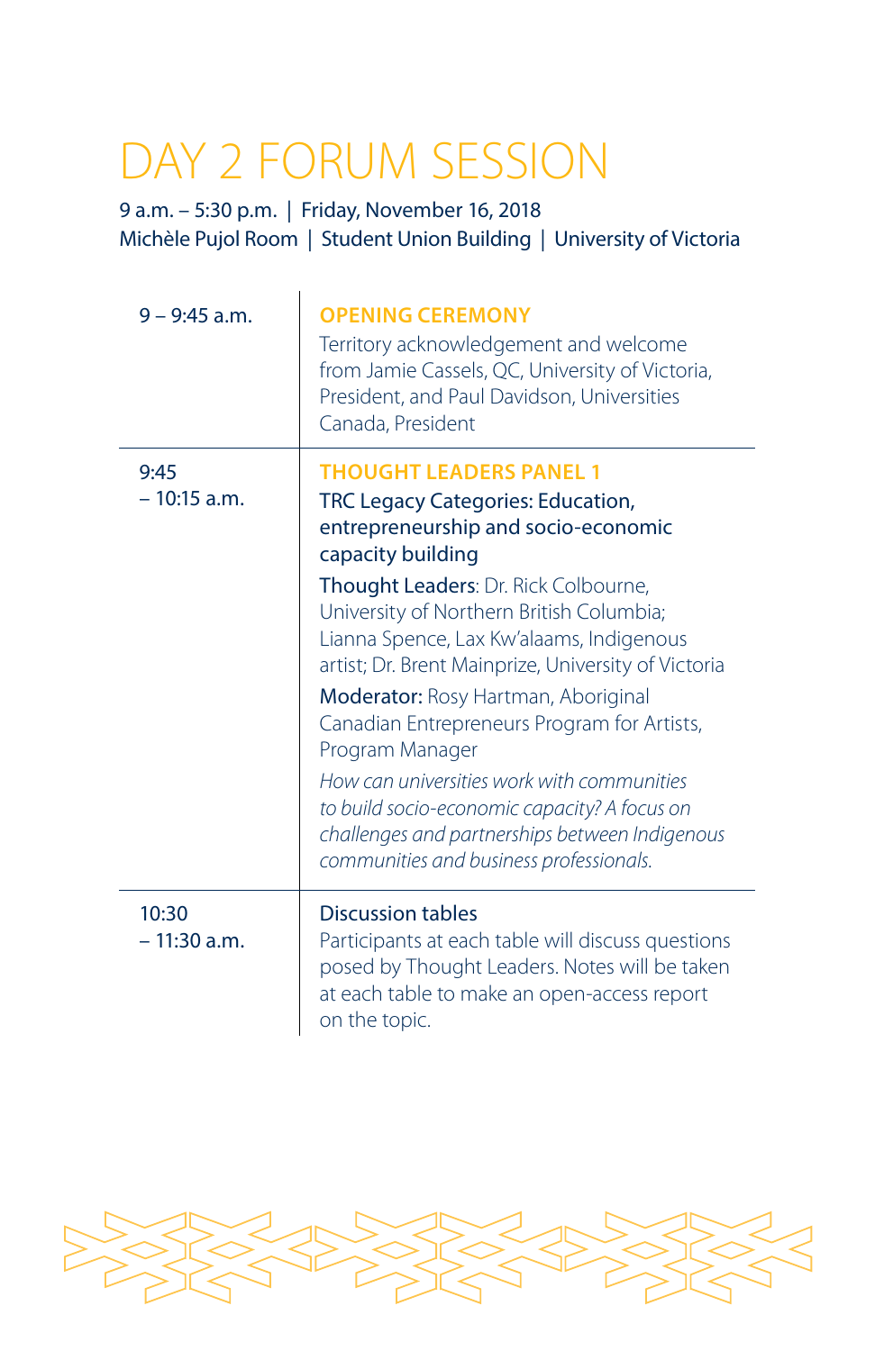# DAY 2 FORUM SESSION

9 a.m. – 5:30 p.m. | Friday, November 16, 2018
Michèle Pujol Room | Student Union Building | University of Victoria

| | |
|---|---|
| 9 – 9:45 a.m. | **OPENING CEREMONY**<br>Territory acknowledgement and welcome from Jamie Cassels, QC, University of Victoria, President, and Paul Davidson, Universities Canada, President |
| 9:45 – 10:15 a.m. | **THOUGHT LEADERS PANEL 1**<br>TRC Legacy Categories: Education, entrepreneurship and socio-economic capacity building<br>Thought Leaders: Dr. Rick Colbourne, University of Northern British Columbia; Lianna Spence, Lax Kw'alaams, Indigenous artist; Dr. Brent Mainprize, University of Victoria<br>Moderator: Rosy Hartman, Aboriginal Canadian Entrepreneurs Program for Artists, Program Manager<br>*How can universities work with communities to build socio-economic capacity? A focus on challenges and partnerships between Indigenous communities and business professionals.* |
| 10:30 – 11:30 a.m. | Discussion tables<br>Participants at each table will discuss questions posed by Thought Leaders. Notes will be taken at each table to make an open-access report on the topic. |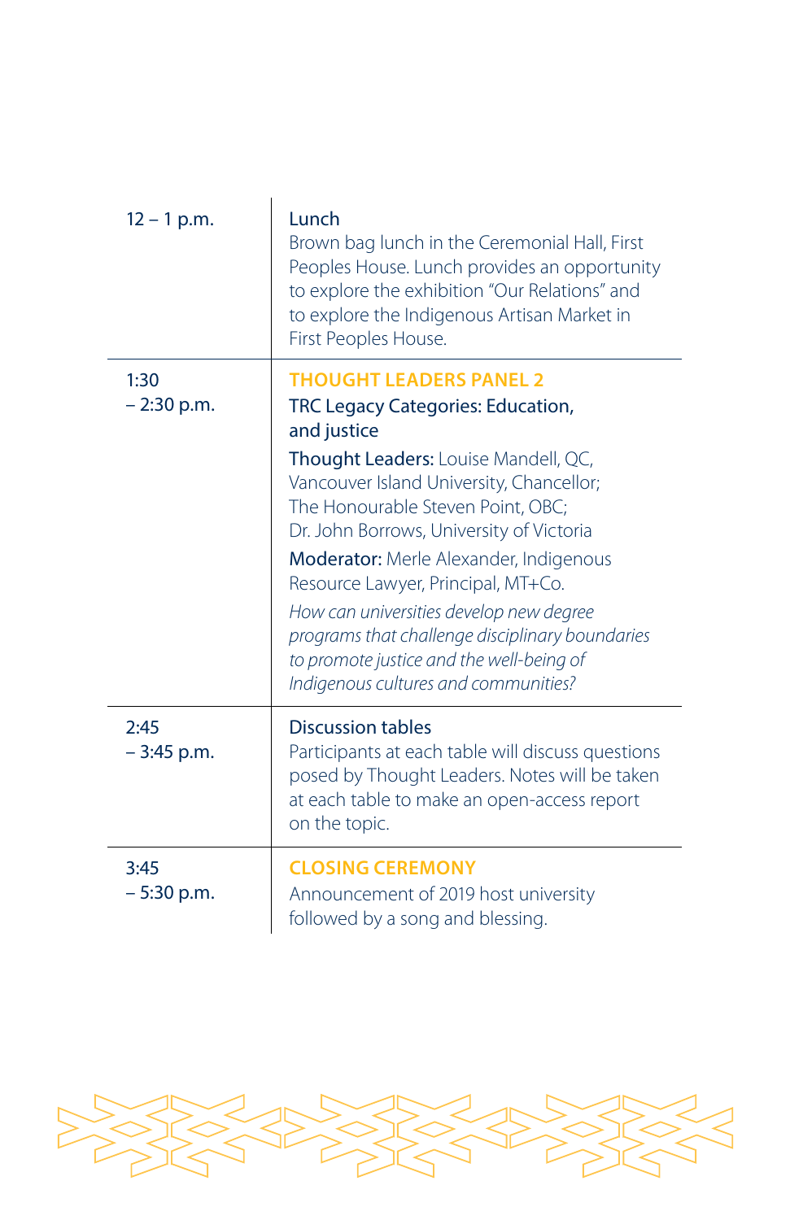| | |
|---|---|
| 12 – 1 p.m. | **Lunch**<br>Brown bag lunch in the Ceremonial Hall, First Peoples House. Lunch provides an opportunity to explore the exhibition "Our Relations" and to explore the Indigenous Artisan Market in First Peoples House. |
| 1:30 – 2:30 p.m. | **THOUGHT LEADERS PANEL 2**<br>**TRC Legacy Categories: Education, and justice**<br>**Thought Leaders:** Louise Mandell, QC, Vancouver Island University, Chancellor; The Honourable Steven Point, OBC; Dr. John Borrows, University of Victoria<br>**Moderator:** Merle Alexander, Indigenous Resource Lawyer, Principal, MT+Co.<br>*How can universities develop new degree programs that challenge disciplinary boundaries to promote justice and the well-being of Indigenous cultures and communities?* |
| 2:45 – 3:45 p.m. | **Discussion tables**<br>Participants at each table will discuss questions posed by Thought Leaders. Notes will be taken at each table to make an open-access report on the topic. |
| 3:45 – 5:30 p.m. | **CLOSING CEREMONY**<br>Announcement of 2019 host university followed by a song and blessing. |